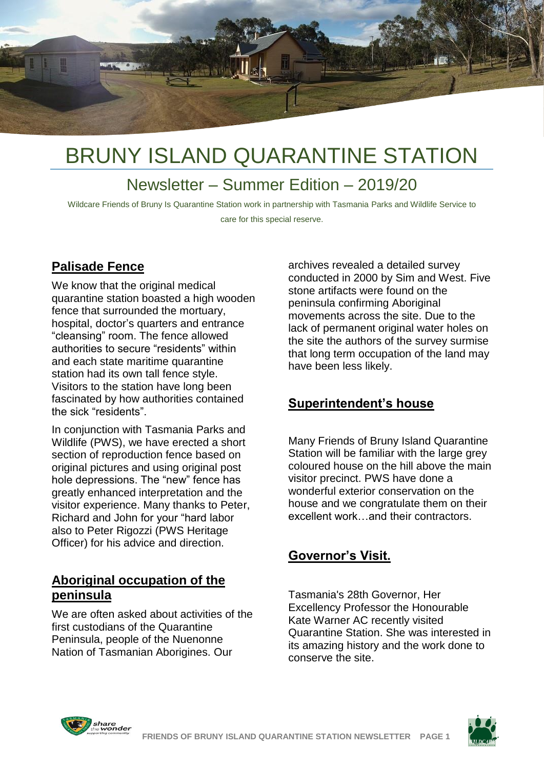# BRUNY ISLAND QUARANTINE STATION

## Newsletter – Summer Edition – 2019/20

Wildcare Friends of Bruny Is Quarantine Station work in partnership with Tasmania Parks and Wildlife Service to care for this special reserve.

### Palisade Fence

We know that the original medical quarantine station boasted a high wooden fence that surrounded the mortuary, hospital, doctor's quarters and entrance "cleansing" room. The fence allowed authorities to secure "residents" within and each state maritime quarantine station had its own tall fence style. Visitors to the station have long been fascinated by how authorities contained the sick "residents".

In conjunction with Tasmania Parks and Wildlife (PWS), we have erected a short section of reproduction fence based on original pictures and using original post hole depressions. The "new" fence has greatly enhanced interpretation and the visitor experience. Many thanks to Peter, Richard and John for your "hard labor also to Peter Rigozzi (PWS Heritage Officer) for his advice and direction.

### Aboriginal occupation of the peninsula

We are often asked about activities of the first custodians of the Quarantine Peninsula, people of the Nuenonne Nation of Tasmanian Aborigines. Our archives revealed a detailed survey conducted in 2000 by Sim and West. Five stone artifacts were found on the peninsula confirming Aboriginal movements across the site. Due to the lack of permanent original water holes on the site the authors of the survey surmise that long term occupation of the land may have been less likely.

### Superintendent's house

Many Friends of Bruny Island Quarantine Station will be familiar with the large grey coloured house on the hill above the main visitor precinct. PWS have done a wonderful exterior conservation on the house and we congratulate them on their excellent work…and their contractors.

### Governor's Visit.

Tasmania's 28th Governor, Her Excellency Professor the Honourable Kate Warner AC recently visited Quarantine Station. She was interested in its amazing history and the work done to conserve the site.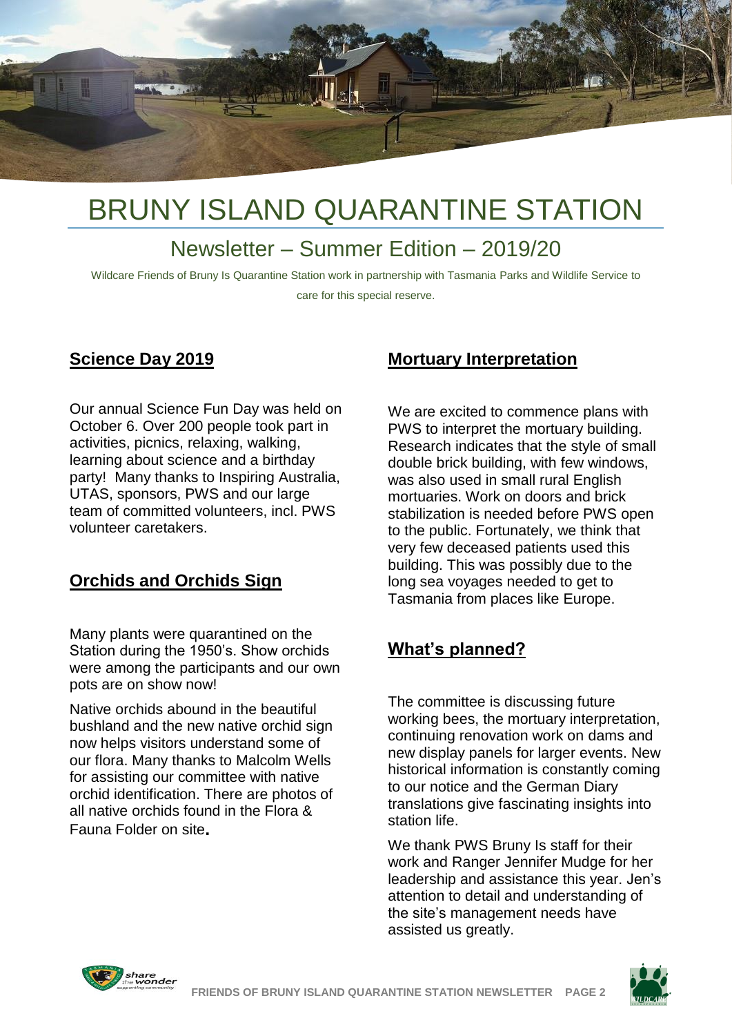# BRUNY ISLAND QUARANTINE STATION

## Newsletter – Summer Edition – 2019/20

Wildcare Friends of Bruny Is Quarantine Station work in partnership with Tasmania Parks and Wildlife Service to care for this special reserve.

### **Science Day 2019**

Our annual Science Fun Day was held on October 6. Over 200 people took part in activities, picnics, relaxing, walking, learning about science and a birthday party! Many thanks to Inspiring Australia, UTAS, sponsors, PWS and our large team of committed volunteers, incl. PWS volunteer caretakers.

### **Orchids and Orchids Sign**

Many plants were quarantined on the Station during the 1950's. Show orchids were among the participants and our own pots are on show now!

Native orchids abound in the beautiful bushland and the new native orchid sign now helps visitors understand some of our flora. Many thanks to Malcolm Wells for assisting our committee with native orchid identification. There are photos of all native orchids found in the Flora & Fauna Folder on site.

### **Mortuary Interpretation**

We are excited to commence plans with PWS to interpret the mortuary building. Research indicates that the style of small double brick building, with few windows, was also used in small rural English mortuaries. Work on doors and brick stabilization is needed before PWS open to the public. Fortunately, we think that very few deceased patients used this building. This was possibly due to the long sea voyages needed to get to Tasmania from places like Europe.

### **What's planned?**

The committee is discussing future working bees, the mortuary interpretation, continuing renovation work on dams and new display panels for larger events. New historical information is constantly coming to our notice and the German Diary translations give fascinating insights into station life.

We thank PWS Bruny Is staff for their work and Ranger Jennifer Mudge for her leadership and assistance this year. Jen's attention to detail and understanding of the site's management needs have assisted us greatly.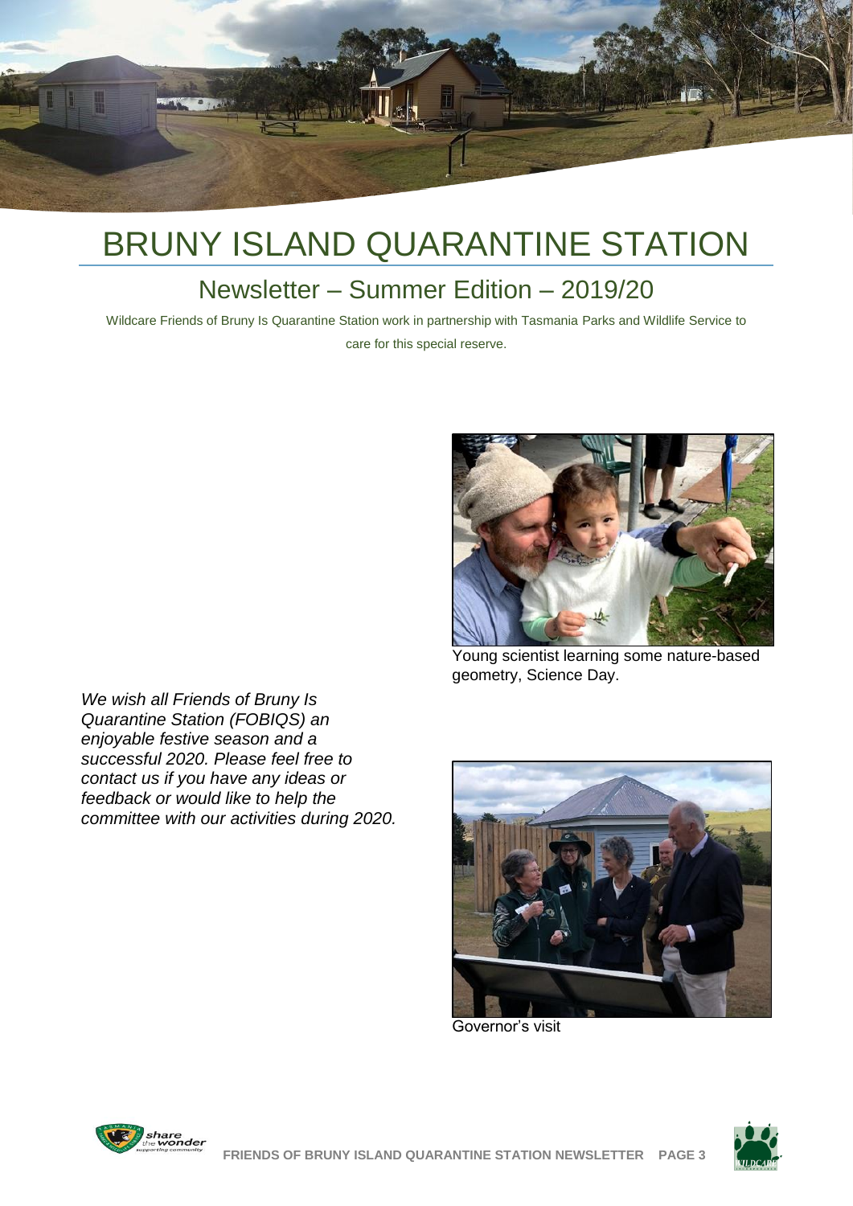# BRUNY ISLAND QUARANTINE STATION

## Newsletter – Summer Edition – 2019/20

Wildcare Friends of Bruny Is Quarantine Station work in partnership with Tasmania Parks and Wildlife Service to care for this special reserve.

Young scientist learning some nature-based geometry, Science Day.

*We wish all Friends of Bruny Is Quarantine Station (FOBIQS) an enjoyable festive season and a successful 2020. Please feel free to contact us if you have any ideas or feedback or would like to help the committee with our activities during 2020.*

Governor's visit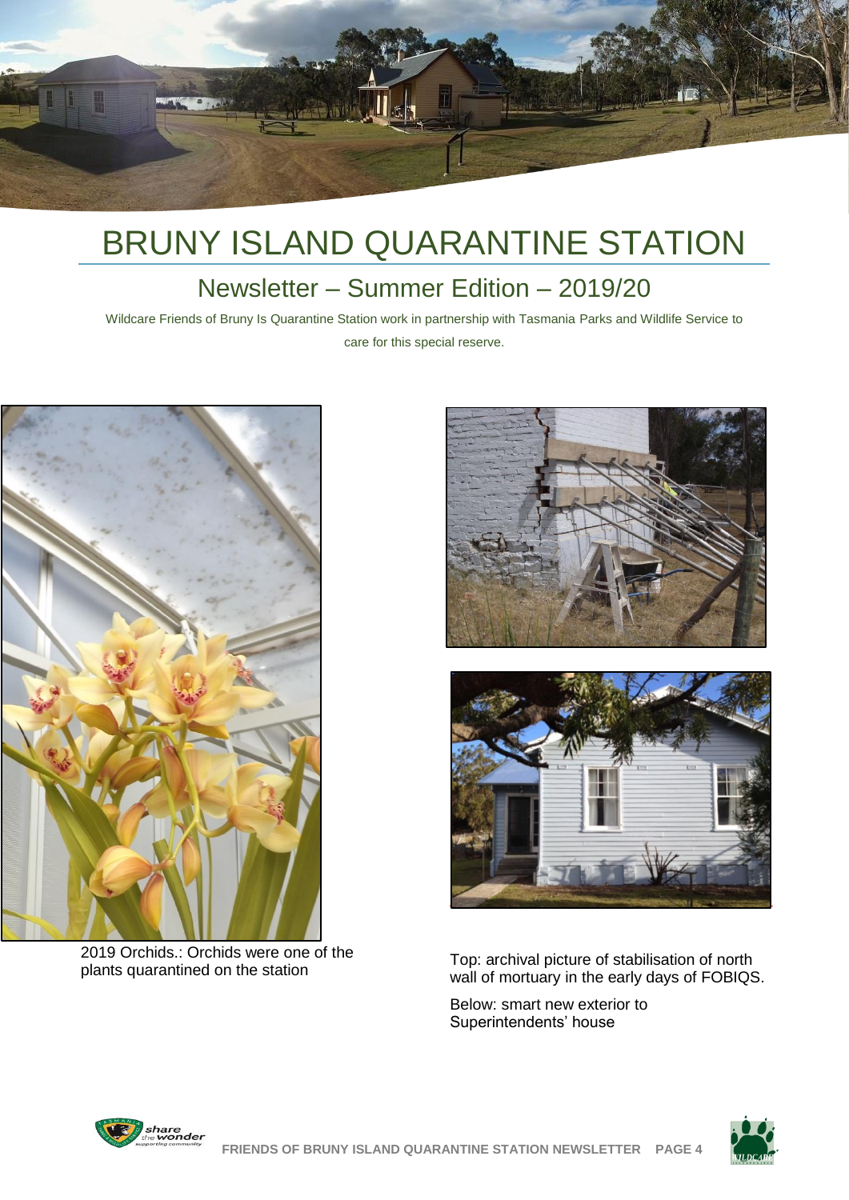# BRUNY ISLAND QUARANTINE STATION

## Newsletter – Summer Edition – 2019/20

Wildcare Friends of Bruny Is Quarantine Station work in partnership with Tasmania Parks and Wildlife Service to care for this special reserve.

2019 Orchids.: Orchids were one of the plants quarantined on the station

Top: archival picture of stabilisation of north wall of mortuary in the early days of FOBIQS.

Below: smart new exterior to Superintendents' house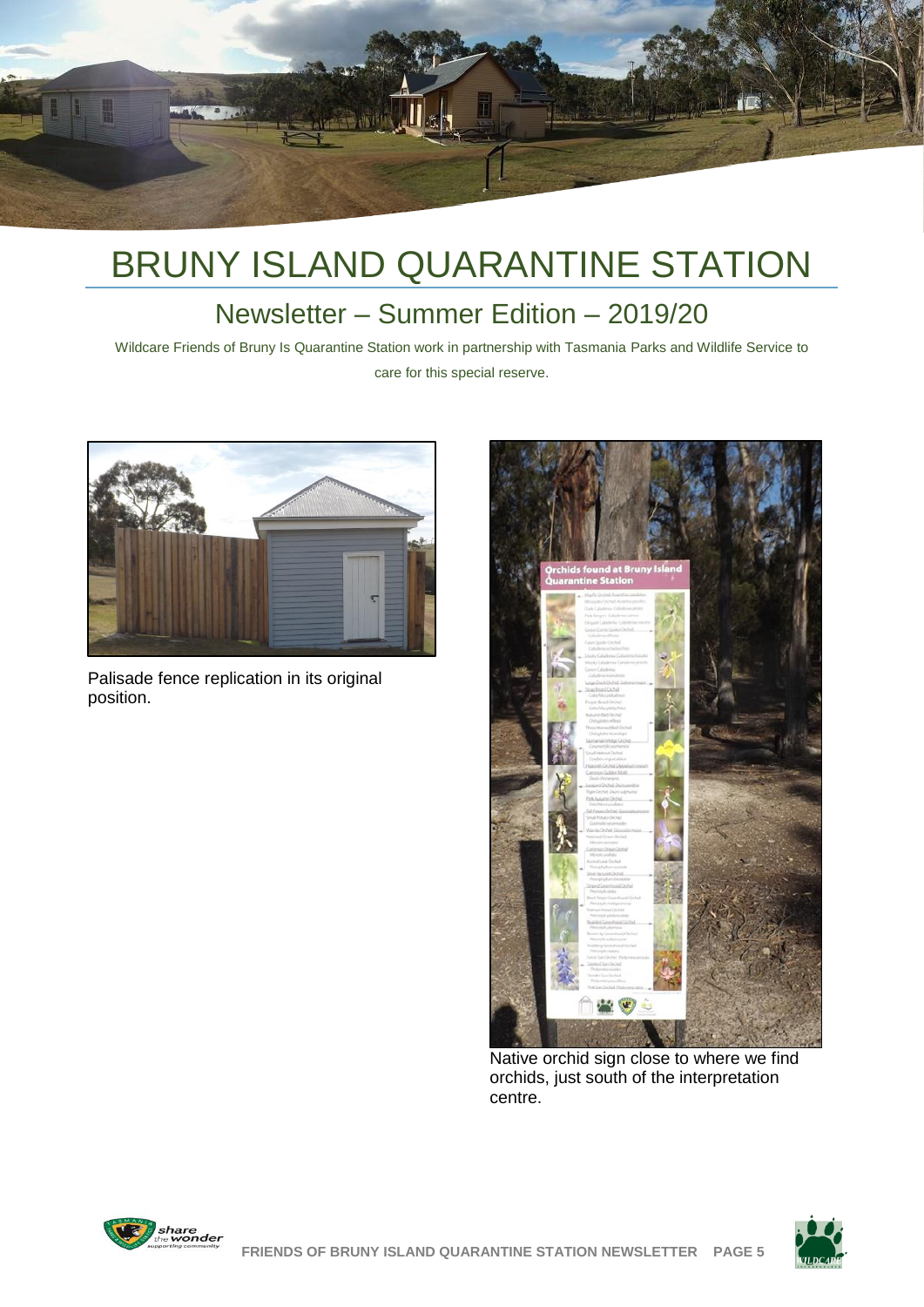# BRUNY ISLAND QUARANTINE STATION

## Newsletter – Summer Edition – 2019/20

Wildcare Friends of Bruny Is Quarantine Station work in partnership with Tasmania Parks and Wildlife Service to care for this special reserve.

Palisade fence replication in its original position.

Native orchid sign close to where we find orchids, just south of the interpretation centre.